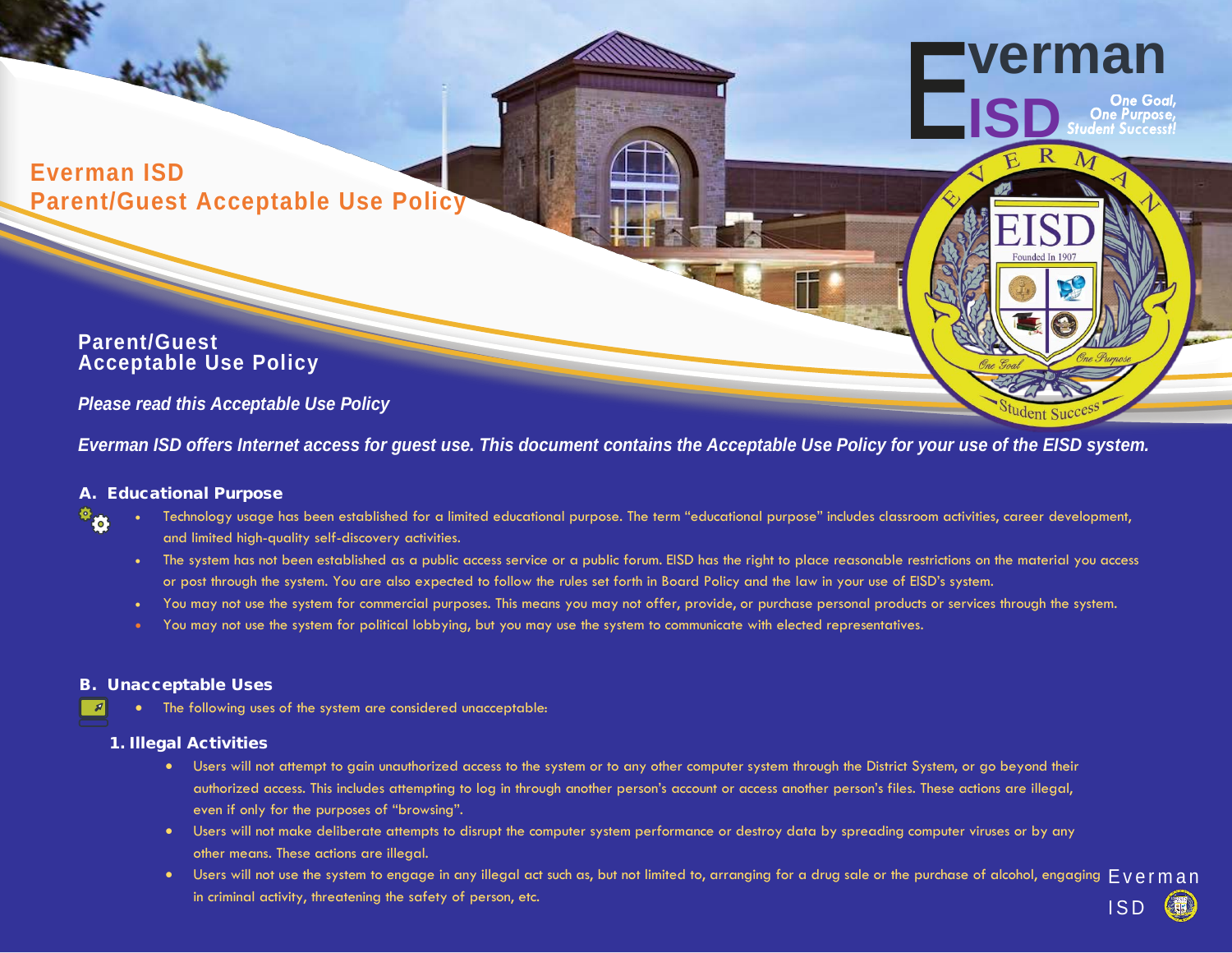# Everman ISD
# Parent/Guest Acceptable Use Policy

## Parent/Guest Acceptable Use Policy

***Please read this Acceptable Use Policy***

***Everman ISD offers Internet access for guest use. This document contains the Acceptable Use Policy for your use of the EISD system.***

### A. Educational Purpose

- Technology usage has been established for a limited educational purpose. The term "educational purpose" includes classroom activities, career development, and limited high-quality self-discovery activities.
- The system has not been established as a public access service or a public forum. EISD has the right to place reasonable restrictions on the material you access or post through the system. You are also expected to follow the rules set forth in Board Policy and the law in your use of EISD's system.
- You may not use the system for commercial purposes. This means you may not offer, provide, or purchase personal products or services through the system.
- You may not use the system for political lobbying, but you may use the system to communicate with elected representatives.

### B. Unacceptable Uses

- The following uses of the system are considered unacceptable:

#### 1. Illegal Activities

- Users will not attempt to gain unauthorized access to the system or to any other computer system through the District System, or go beyond their authorized access. This includes attempting to log in through another person's account or access another person's files. These actions are illegal, even if only for the purposes of "browsing".
- Users will not make deliberate attempts to disrupt the computer system performance or destroy data by spreading computer viruses or by any other means. These actions are illegal.
- Users will not use the system to engage in any illegal act such as, but not limited to, arranging for a drug sale or the purchase of alcohol, engaging in criminal activity, threatening the safety of person, etc.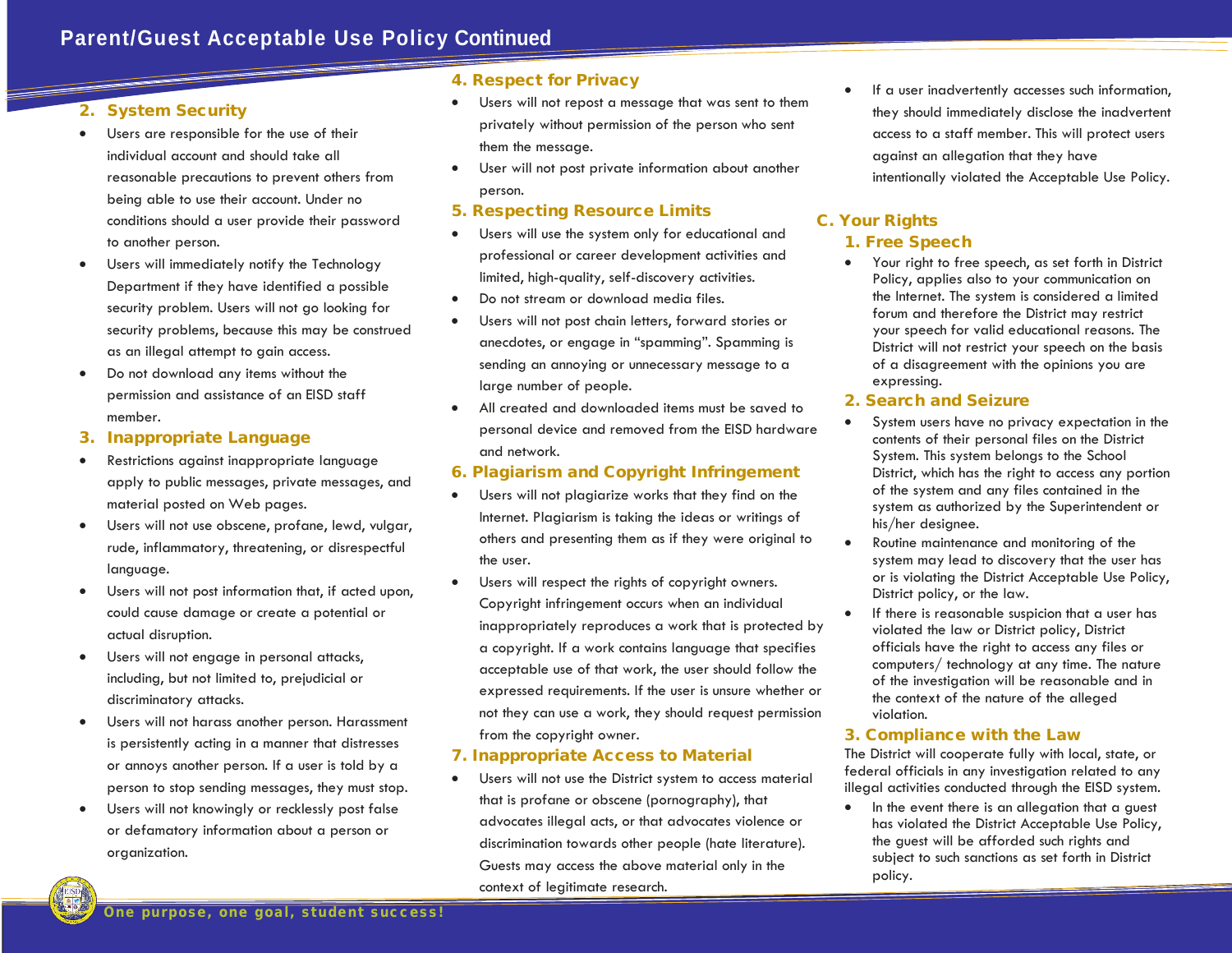# Parent/Guest Acceptable Use Policy Continued

## 2. System Security

- Users are responsible for the use of their individual account and should take all reasonable precautions to prevent others from being able to use their account. Under no conditions should a user provide their password to another person.
- Users will immediately notify the Technology Department if they have identified a possible security problem. Users will not go looking for security problems, because this may be construed as an illegal attempt to gain access.
- Do not download any items without the permission and assistance of an EISD staff member.

## 3. Inappropriate Language

- Restrictions against inappropriate language apply to public messages, private messages, and material posted on Web pages.
- Users will not use obscene, profane, lewd, vulgar, rude, inflammatory, threatening, or disrespectful language.
- Users will not post information that, if acted upon, could cause damage or create a potential or actual disruption.
- Users will not engage in personal attacks, including, but not limited to, prejudicial or discriminatory attacks.
- Users will not harass another person. Harassment is persistently acting in a manner that distresses or annoys another person. If a user is told by a person to stop sending messages, they must stop.
- Users will not knowingly or recklessly post false or defamatory information about a person or organization.

## 4. Respect for Privacy

- Users will not repost a message that was sent to them privately without permission of the person who sent them the message.
- User will not post private information about another person.

## 5. Respecting Resource Limits

- Users will use the system only for educational and professional or career development activities and limited, high-quality, self-discovery activities.
- Do not stream or download media files.
- Users will not post chain letters, forward stories or anecdotes, or engage in "spamming". Spamming is sending an annoying or unnecessary message to a large number of people.
- All created and downloaded items must be saved to personal device and removed from the EISD hardware and network.

## 6. Plagiarism and Copyright Infringement

- Users will not plagiarize works that they find on the Internet. Plagiarism is taking the ideas or writings of others and presenting them as if they were original to the user.
- Users will respect the rights of copyright owners. Copyright infringement occurs when an individual inappropriately reproduces a work that is protected by a copyright. If a work contains language that specifies acceptable use of that work, the user should follow the expressed requirements. If the user is unsure whether or not they can use a work, they should request permission from the copyright owner.

## 7. Inappropriate Access to Material

- Users will not use the District system to access material that is profane or obscene (pornography), that advocates illegal acts, or that advocates violence or discrimination towards other people (hate literature). Guests may access the above material only in the context of legitimate research.
- If a user inadvertently accesses such information, they should immediately disclose the inadvertent access to a staff member. This will protect users against an allegation that they have intentionally violated the Acceptable Use Policy.

# C. Your Rights

## 1. Free Speech

- Your right to free speech, as set forth in District Policy, applies also to your communication on the Internet. The system is considered a limited forum and therefore the District may restrict your speech for valid educational reasons. The District will not restrict your speech on the basis of a disagreement with the opinions you are expressing.

## 2. Search and Seizure

- System users have no privacy expectation in the contents of their personal files on the District System. This system belongs to the School District, which has the right to access any portion of the system and any files contained in the system as authorized by the Superintendent or his/her designee.
- Routine maintenance and monitoring of the system may lead to discovery that the user has or is violating the District Acceptable Use Policy, District policy, or the law.
- If there is reasonable suspicion that a user has violated the law or District policy, District officials have the right to access any files or computers/ technology at any time. The nature of the investigation will be reasonable and in the context of the nature of the alleged violation.

## 3. Compliance with the Law

The District will cooperate fully with local, state, or federal officials in any investigation related to any illegal activities conducted through the EISD system.

- In the event there is an allegation that a guest has violated the District Acceptable Use Policy, the guest will be afforded such rights and subject to such sanctions as set forth in District policy.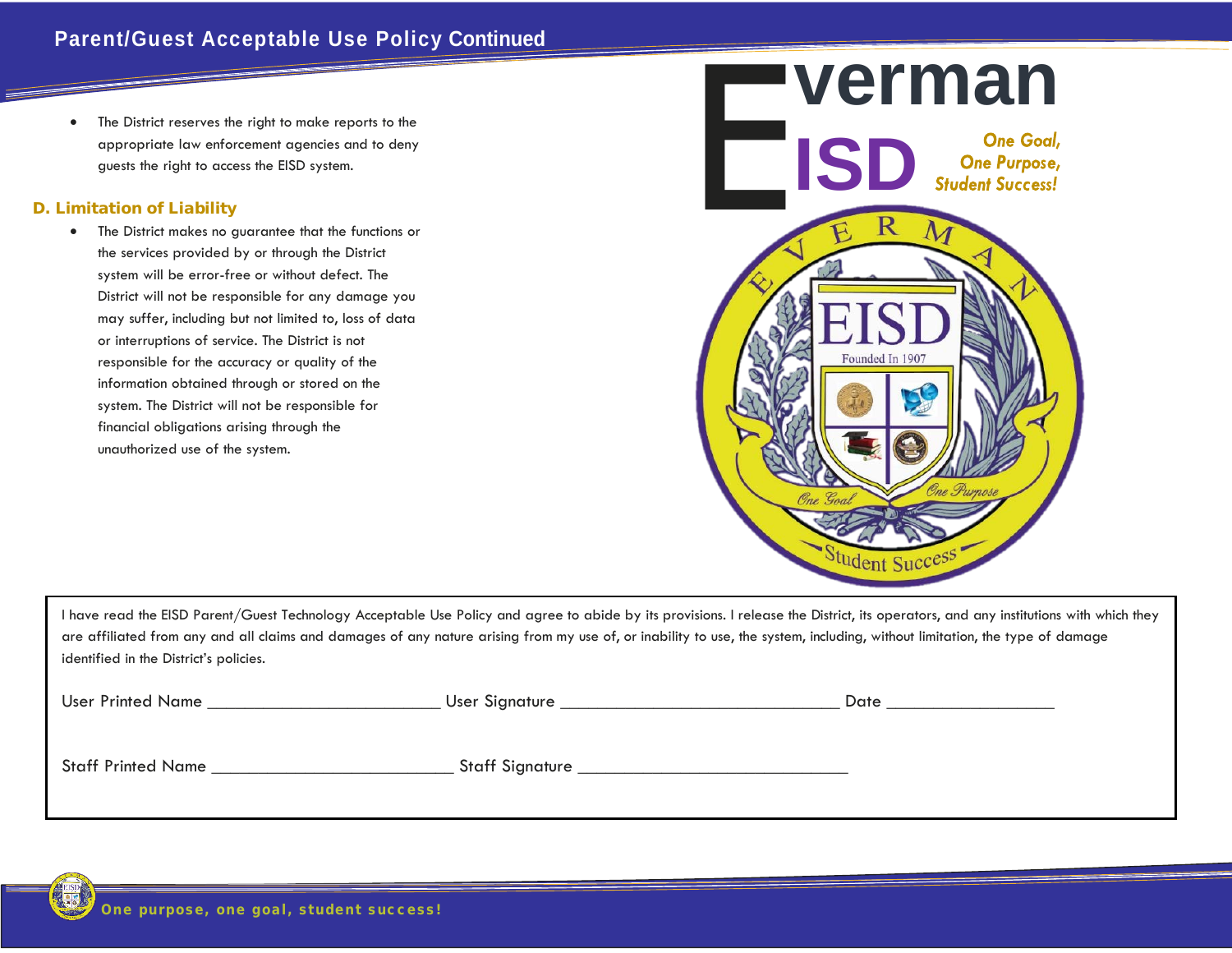- The District reserves the right to make reports to the appropriate law enforcement agencies and to deny guests the right to access the EISD system.

### D. Limitation of Liability

- The District makes no guarantee that the functions or the services provided by or through the District system will be error-free or without defect. The District will not be responsible for any damage you may suffer, including but not limited to, loss of data or interruptions of service. The District is not responsible for the accuracy or quality of the information obtained through or stored on the system. The District will not be responsible for financial obligations arising through the unauthorized use of the system.

I have read the EISD Parent/Guest Technology Acceptable Use Policy and agree to abide by its provisions. I release the District, its operators, and any institutions with which they are affiliated from any and all claims and damages of any nature arising from my use of, or inability to use, the system, including, without limitation, the type of damage identified in the District's policies.

User Printed Name __________________________ User Signature _______________________________ Date __________________

Staff Printed Name ___________________________ Staff Signature ______________________________